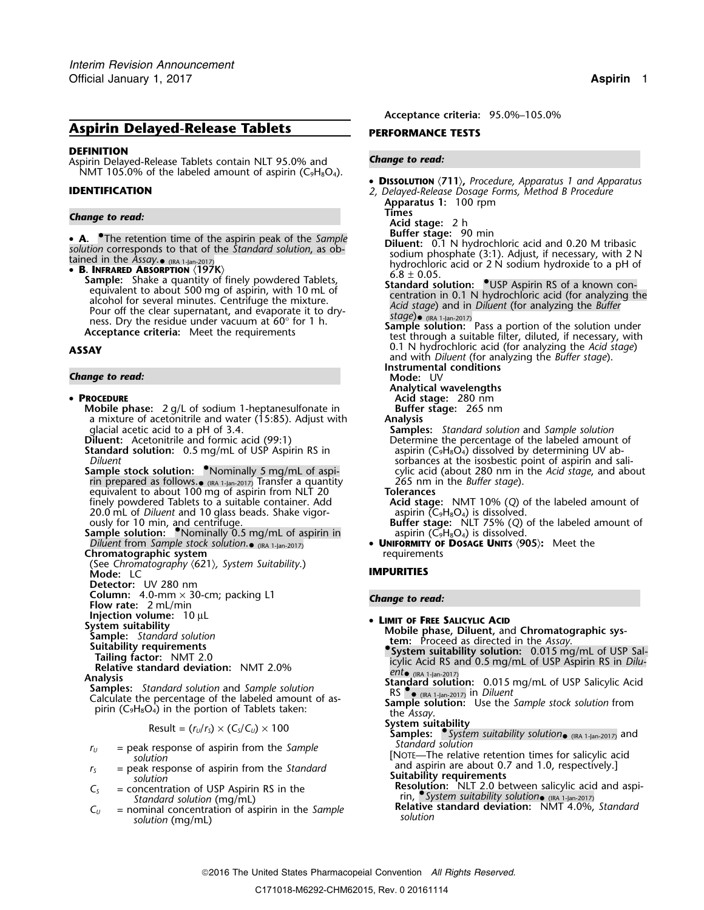# Aspirin Delayed-Release Tablets

## DEFINITION

Aspirin Delayed-Release Tablets contain NLT 95.0% and NMT 105.0% of the labeled amount of aspirin ($C_9H_8O_4$).

## IDENTIFICATION

*Change to read:*

- **A.** •The retention time of the aspirin peak of the *Sample solution* corresponds to that of the *Standard solution*, as obtained in the *Assay*.• (IRA 1-Jan-2017)
- **B. Infrared Absorption ⟨197K⟩**
  **Sample:** Shake a quantity of finely powdered Tablets, equivalent to about 500 mg of aspirin, with 10 mL of alcohol for several minutes. Centrifuge the mixture. Pour off the clear supernatant, and evaporate it to dryness. Dry the residue under vacuum at 60° for 1 h.
  **Acceptance criteria:** Meet the requirements

## ASSAY

*Change to read:*

- **Procedure**
  **Mobile phase:** 2 g/L of sodium 1-heptanesulfonate in a mixture of acetonitrile and water (15:85). Adjust with glacial acetic acid to a pH of 3.4.
  **Diluent:** Acetonitrile and formic acid (99:1)
  **Standard solution:** 0.5 mg/mL of USP Aspirin RS in *Diluent*
  **Sample stock solution:** •Nominally 5 mg/mL of aspirin prepared as follows.• (IRA 1-Jan-2017) Transfer a quantity equivalent to about 100 mg of aspirin from NLT 20 finely powdered Tablets to a suitable container. Add 20.0 mL of *Diluent* and 10 glass beads. Shake vigorously for 10 min, and centrifuge.
  **Sample solution:** •Nominally 0.5 mg/mL of aspirin in *Diluent* from *Sample stock solution*.• (IRA 1-Jan-2017)
  **Chromatographic system**
  (See *Chromatography ⟨621⟩, System Suitability*.)
  **Mode:** LC
  **Detector:** UV 280 nm
  **Column:** 4.0-mm × 30-cm; packing L1
  **Flow rate:** 2 mL/min
  **Injection volume:** 10 µL
  **System suitability**
  **Sample:** *Standard solution*
  **Suitability requirements**
  **Tailing factor:** NMT 2.0
  **Relative standard deviation:** NMT 2.0%
  **Analysis**
  **Samples:** *Standard solution* and *Sample solution*
  Calculate the percentage of the labeled amount of aspirin ($C_9H_8O_4$) in the portion of Tablets taken:

$$\text{Result} = (r_U/r_S) \times (C_S/C_U) \times 100$$

$r_U$ = peak response of aspirin from the *Sample solution*
$r_S$ = peak response of aspirin from the *Standard solution*
$C_S$ = concentration of USP Aspirin RS in the *Standard solution* (mg/mL)
$C_U$ = nominal concentration of aspirin in the *Sample solution* (mg/mL)

**Acceptance criteria:** 95.0%–105.0%

## PERFORMANCE TESTS

*Change to read:*

- **Dissolution ⟨711⟩,** *Procedure, Apparatus 1 and Apparatus 2, Delayed-Release Dosage Forms, Method B Procedure*
  **Apparatus 1:** 100 rpm
  **Times**
  **Acid stage:** 2 h
  **Buffer stage:** 90 min
  **Diluent:** 0.1 N hydrochloric acid and 0.20 M tribasic sodium phosphate (3:1). Adjust, if necessary, with 2 N hydrochloric acid or 2 N sodium hydroxide to a pH of 6.8 ± 0.05.
  **Standard solution:** •USP Aspirin RS of a known concentration in 0.1 N hydrochloric acid (for analyzing the *Acid stage*) and in *Diluent* (for analyzing the *Buffer stage*)• (IRA 1-Jan-2017)
  **Sample solution:** Pass a portion of the solution under test through a suitable filter, diluted, if necessary, with 0.1 N hydrochloric acid (for analyzing the *Acid stage*) and with *Diluent* (for analyzing the *Buffer stage*).
  **Instrumental conditions**
  **Mode:** UV
  **Analytical wavelengths**
  **Acid stage:** 280 nm
  **Buffer stage:** 265 nm
  **Analysis**
  **Samples:** *Standard solution* and *Sample solution*
  Determine the percentage of the labeled amount of aspirin ($C_9H_8O_4$) dissolved by determining UV absorbances at the isosbestic point of aspirin and salicylic acid (about 280 nm in the *Acid stage*, and about 265 nm in the *Buffer stage*).
  **Tolerances**
  **Acid stage:** NMT 10% (*Q*) of the labeled amount of aspirin ($C_9H_8O_4$) is dissolved.
  **Buffer stage:** NLT 75% (*Q*) of the labeled amount of aspirin ($C_9H_8O_4$) is dissolved.
- **Uniformity of Dosage Units ⟨905⟩:** Meet the requirements

## IMPURITIES

*Change to read:*

- **Limit of Free Salicylic Acid**
  **Mobile phase, Diluent,** and **Chromatographic system:** Proceed as directed in the *Assay*.
  •**System suitability solution:** 0.015 mg/mL of USP Salicylic Acid RS and 0.5 mg/mL of USP Aspirin RS in *Diluent*• (IRA 1-Jan-2017)
  **Standard solution:** 0.015 mg/mL of USP Salicylic Acid RS •• (IRA 1-Jan-2017) in *Diluent*
  **Sample solution:** Use the *Sample stock solution* from the *Assay*.
  **System suitability**
  **Samples:** •*System suitability solution*• (IRA 1-Jan-2017) and *Standard solution*
  [Note—The relative retention times for salicylic acid and aspirin are about 0.7 and 1.0, respectively.]
  **Suitability requirements**
  **Resolution:** NLT 2.0 between salicylic acid and aspirin, •*System suitability solution*• (IRA 1-Jan-2017)
  **Relative standard deviation:** NMT 4.0%, *Standard solution*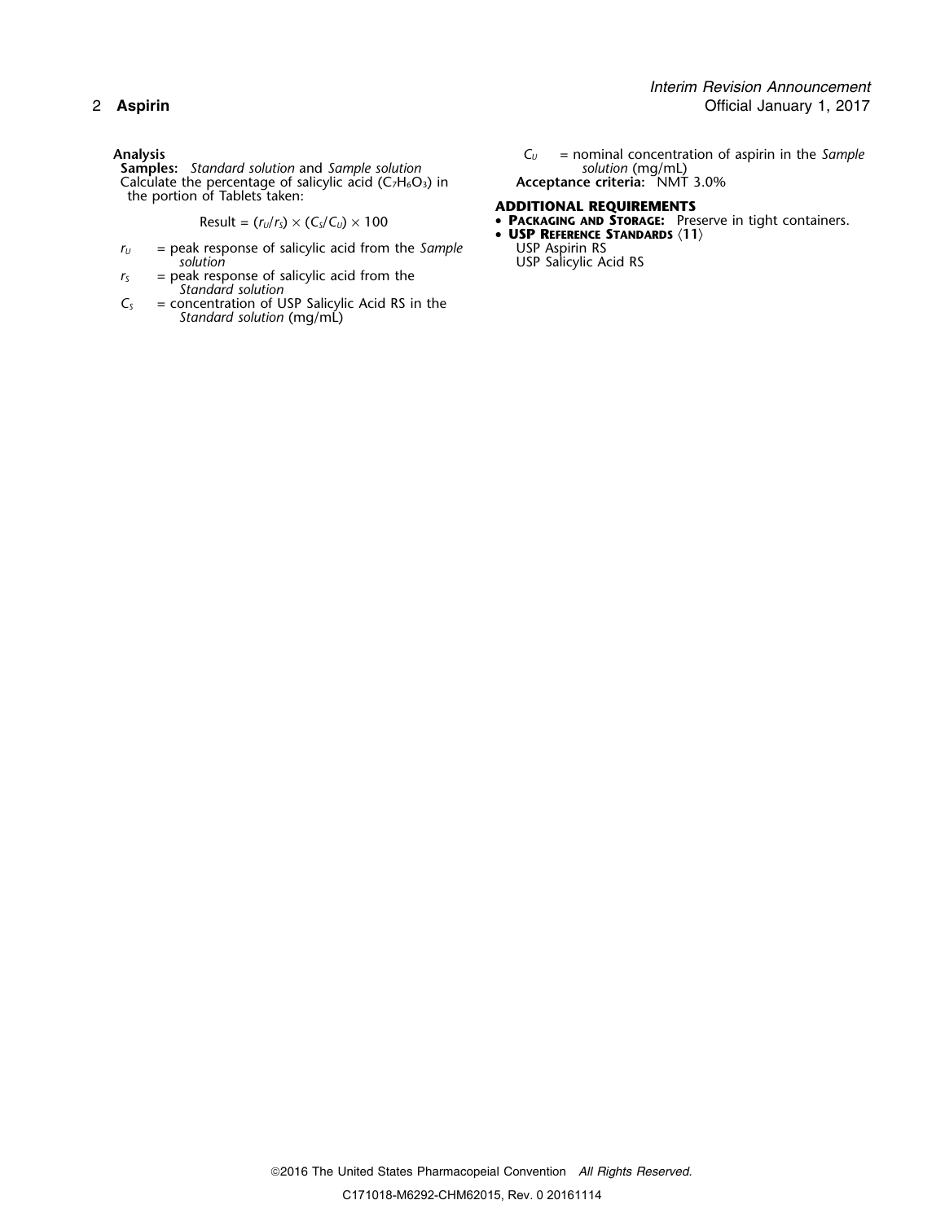**Analysis**

**Samples:** *Standard solution* and *Sample solution*

Calculate the percentage of salicylic acid ($C_7H_6O_3$) in the portion of Tablets taken:

$$\text{Result} = (r_U/r_S) \times (C_S/C_U) \times 100$$

$r_U$ = peak response of salicylic acid from the *Sample solution*

$r_S$ = peak response of salicylic acid from the *Standard solution*

$C_S$ = concentration of USP Salicylic Acid RS in the *Standard solution* (mg/mL)

$C_U$ = nominal concentration of aspirin in the *Sample solution* (mg/mL)

**Acceptance criteria:** NMT 3.0%

## ADDITIONAL REQUIREMENTS

- **Packaging and Storage:** Preserve in tight containers.
- **USP Reference Standards** ⟨11⟩

  USP Aspirin RS

  USP Salicylic Acid RS